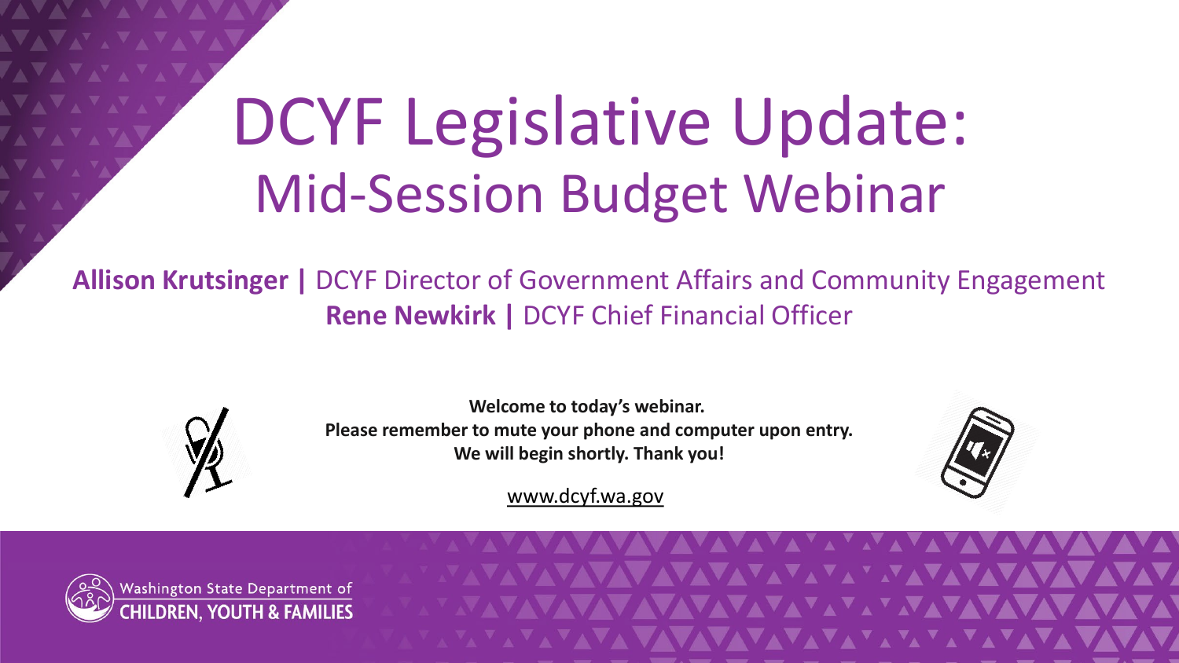# DCYF Legislative Update:
## Mid-Session Budget Webinar

**Allison Krutsinger |** DCYF Director of Government Affairs and Community Engagement
**Rene Newkirk |** DCYF Chief Financial Officer

**Welcome to today's webinar.**
**Please remember to mute your phone and computer upon entry.**
**We will begin shortly. Thank you!**

www.dcyf.wa.gov

Washington State Department of
CHILDREN, YOUTH & FAMILIES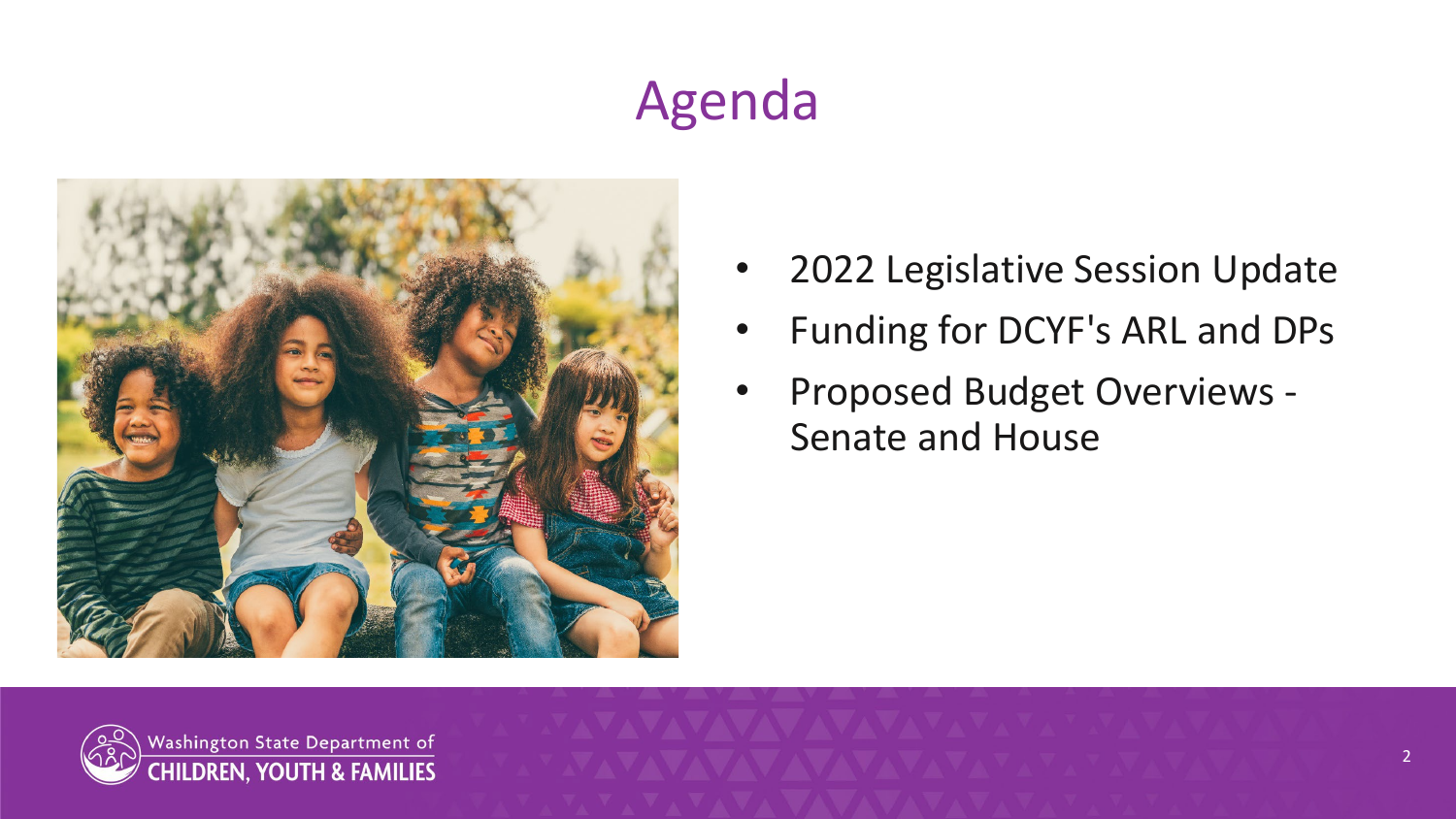# Agenda

- 2022 Legislative Session Update
- Funding for DCYF's ARL and DPs
- Proposed Budget Overviews - Senate and House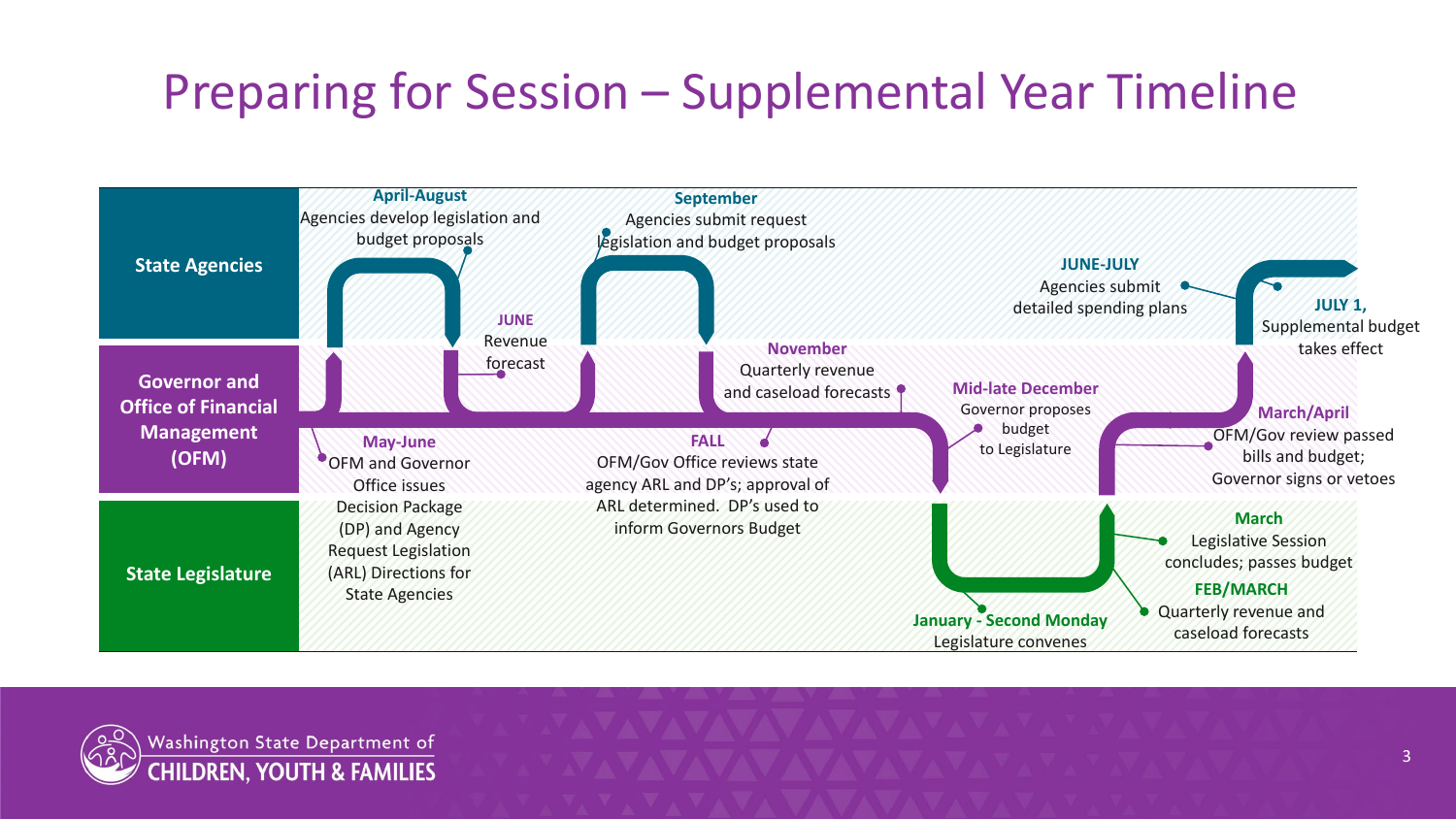# Preparing for Session – Supplemental Year Timeline

**State Agencies**

**Governor and Office of Financial Management (OFM)**

**State Legislature**

**April-August**
Agencies develop legislation and budget proposals

**May-June**
OFM and Governor Office issues Decision Package (DP) and Agency Request Legislation (ARL) Directions for State Agencies

**JUNE**
Revenue forecast

**September**
Agencies submit request legislation and budget proposals

**FALL**
OFM/Gov Office reviews state agency ARL and DP's; approval of ARL determined. DP's used to inform Governors Budget

**November**
Quarterly revenue and caseload forecasts

**Mid-late December**
Governor proposes budget to Legislature

**January - Second Monday**
Legislature convenes

**FEB/MARCH**
Quarterly revenue and caseload forecasts

**March**
Legislative Session concludes; passes budget

**March/April**
OFM/Gov review passed bills and budget; Governor signs or vetoes

**JUNE-JULY**
Agencies submit detailed spending plans

**JULY 1,**
Supplemental budget takes effect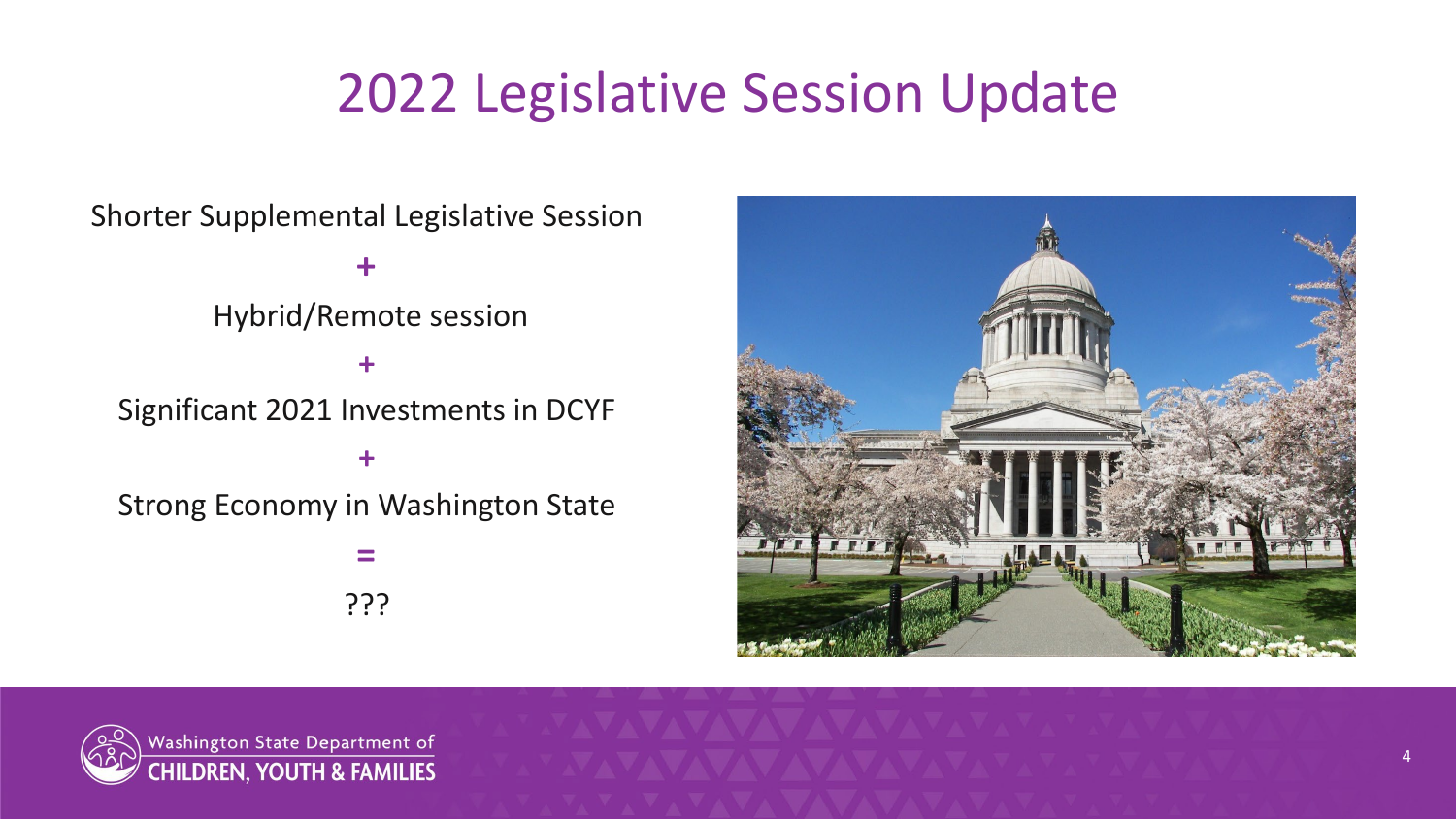# 2022 Legislative Session Update

Shorter Supplemental Legislative Session

+

Hybrid/Remote session

+

Significant 2021 Investments in DCYF

+

Strong Economy in Washington State

=

???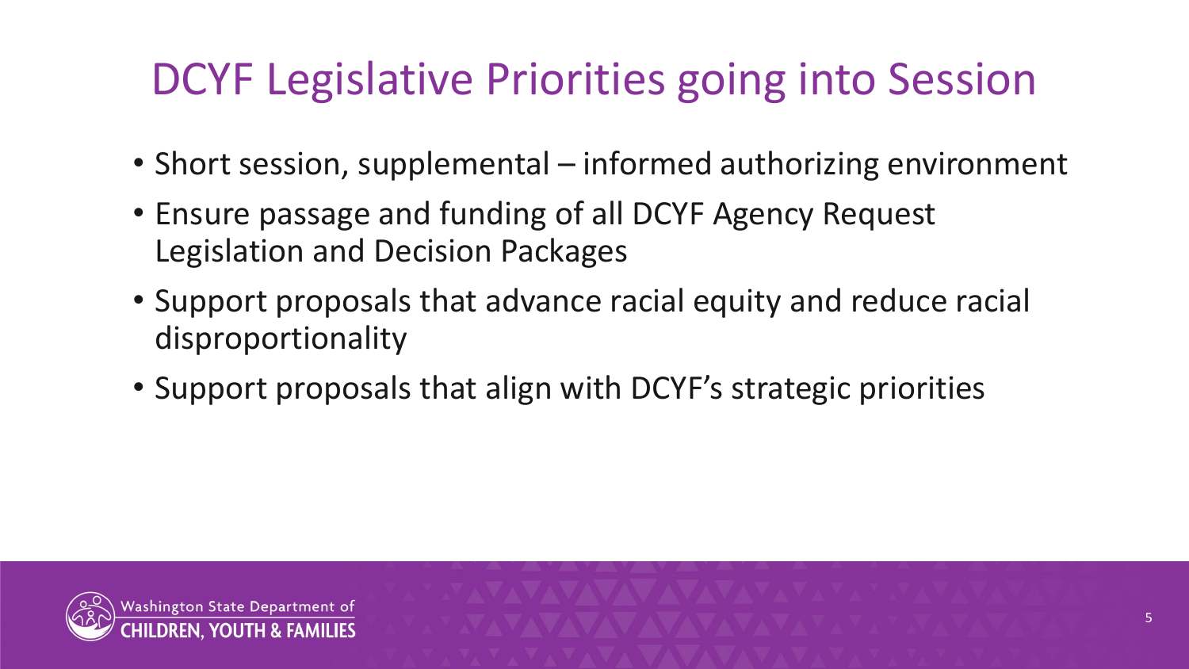# DCYF Legislative Priorities going into Session

- Short session, supplemental – informed authorizing environment
- Ensure passage and funding of all DCYF Agency Request Legislation and Decision Packages
- Support proposals that advance racial equity and reduce racial disproportionality
- Support proposals that align with DCYF's strategic priorities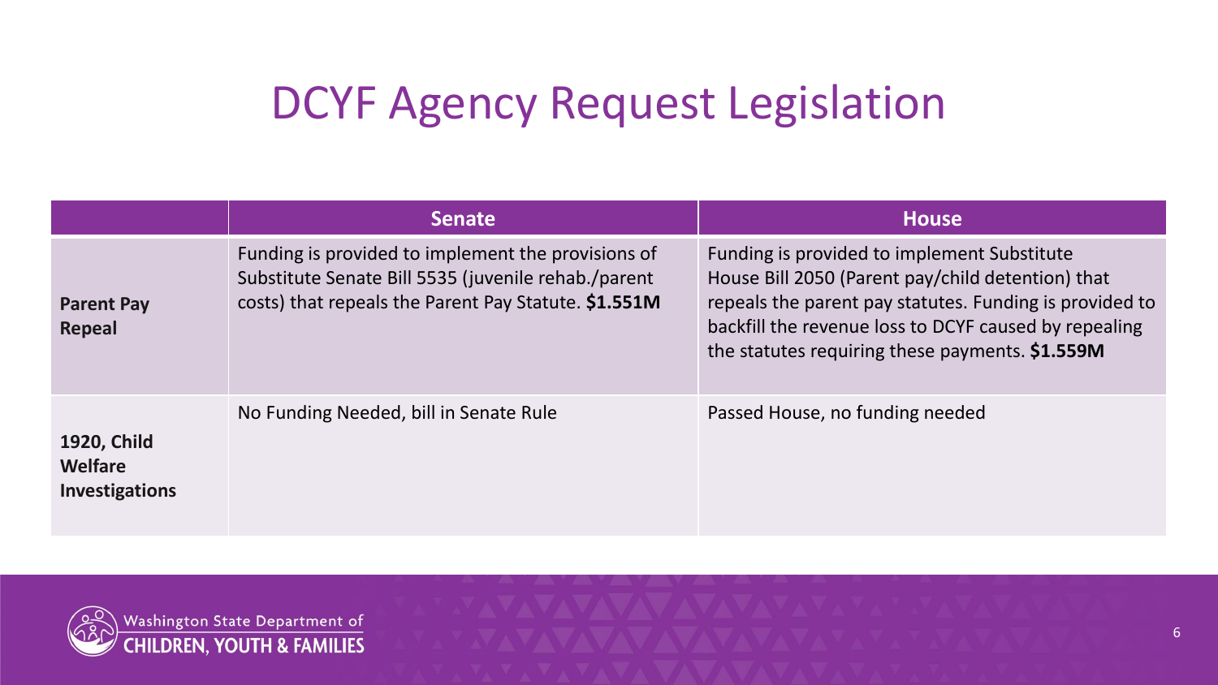# DCYF Agency Request Legislation

| | Senate | House |
|---|---|---|
| **Parent Pay Repeal** | Funding is provided to implement the provisions of Substitute Senate Bill 5535 (juvenile rehab./parent costs) that repeals the Parent Pay Statute. **$1.551M** | Funding is provided to implement Substitute House Bill 2050 (Parent pay/child detention) that repeals the parent pay statutes. Funding is provided to backfill the revenue loss to DCYF caused by repealing the statutes requiring these payments. **$1.559M** |
| **1920, Child Welfare Investigations** | No Funding Needed, bill in Senate Rule | Passed House, no funding needed |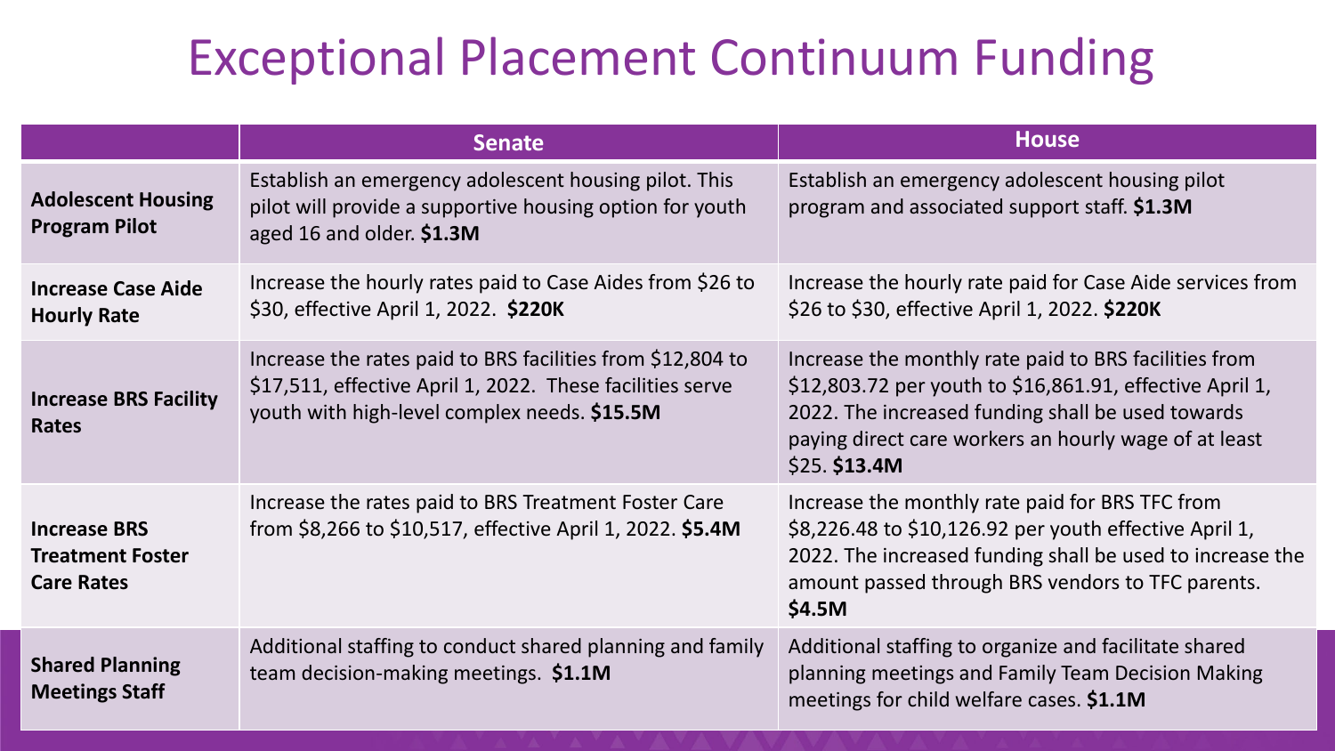# Exceptional Placement Continuum Funding

| | Senate | House |
|---|---|---|
| **Adolescent Housing Program Pilot** | Establish an emergency adolescent housing pilot. This pilot will provide a supportive housing option for youth aged 16 and older. **$1.3M** | Establish an emergency adolescent housing pilot program and associated support staff. **$1.3M** |
| **Increase Case Aide Hourly Rate** | Increase the hourly rates paid to Case Aides from $26 to $30, effective April 1, 2022. **$220K** | Increase the hourly rate paid for Case Aide services from $26 to $30, effective April 1, 2022. **$220K** |
| **Increase BRS Facility Rates** | Increase the rates paid to BRS facilities from $12,804 to $17,511, effective April 1, 2022. These facilities serve youth with high-level complex needs. **$15.5M** | Increase the monthly rate paid to BRS facilities from $12,803.72 per youth to $16,861.91, effective April 1, 2022. The increased funding shall be used towards paying direct care workers an hourly wage of at least $25. **$13.4M** |
| **Increase BRS Treatment Foster Care Rates** | Increase the rates paid to BRS Treatment Foster Care from $8,266 to $10,517, effective April 1, 2022. **$5.4M** | Increase the monthly rate paid for BRS TFC from $8,226.48 to $10,126.92 per youth effective April 1, 2022. The increased funding shall be used to increase the amount passed through BRS vendors to TFC parents. **$4.5M** |
| **Shared Planning Meetings Staff** | Additional staffing to conduct shared planning and family team decision-making meetings. **$1.1M** | Additional staffing to organize and facilitate shared planning meetings and Family Team Decision Making meetings for child welfare cases. **$1.1M** |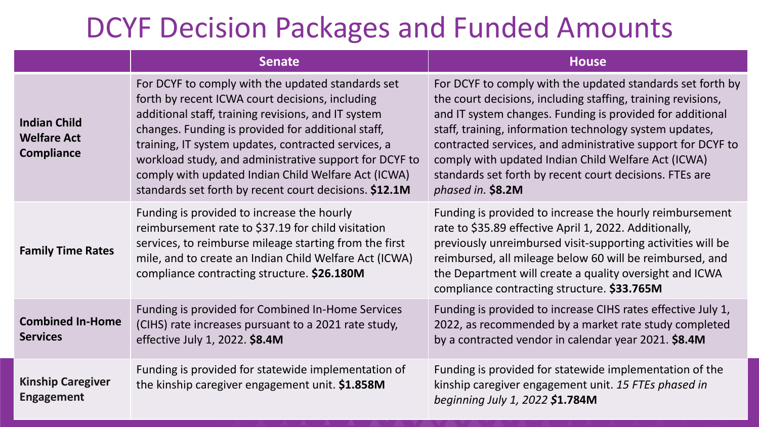# DCYF Decision Packages and Funded Amounts

| | Senate | House |
|---|---|---|
| **Indian Child Welfare Act Compliance** | For DCYF to comply with the updated standards set forth by recent ICWA court decisions, including additional staff, training revisions, and IT system changes. Funding is provided for additional staff, training, IT system updates, contracted services, a workload study, and administrative support for DCYF to comply with updated Indian Child Welfare Act (ICWA) standards set forth by recent court decisions. **$12.1M** | For DCYF to comply with the updated standards set forth by the court decisions, including staffing, training revisions, and IT system changes. Funding is provided for additional staff, training, information technology system updates, contracted services, and administrative support for DCYF to comply with updated Indian Child Welfare Act (ICWA) standards set forth by recent court decisions. FTEs are *phased in.* **$8.2M** |
| **Family Time Rates** | Funding is provided to increase the hourly reimbursement rate to $37.19 for child visitation services, to reimburse mileage starting from the first mile, and to create an Indian Child Welfare Act (ICWA) compliance contracting structure. **$26.180M** | Funding is provided to increase the hourly reimbursement rate to $35.89 effective April 1, 2022. Additionally, previously unreimbursed visit-supporting activities will be reimbursed, all mileage below 60 will be reimbursed, and the Department will create a quality oversight and ICWA compliance contracting structure. **$33.765M** |
| **Combined In-Home Services** | Funding is provided for Combined In-Home Services (CIHS) rate increases pursuant to a 2021 rate study, effective July 1, 2022. **$8.4M** | Funding is provided to increase CIHS rates effective July 1, 2022, as recommended by a market rate study completed by a contracted vendor in calendar year 2021. **$8.4M** |
| **Kinship Caregiver Engagement** | Funding is provided for statewide implementation of the kinship caregiver engagement unit. **$1.858M** | Funding is provided for statewide implementation of the kinship caregiver engagement unit. *15 FTEs phased in beginning July 1, 2022 $*1.784M** |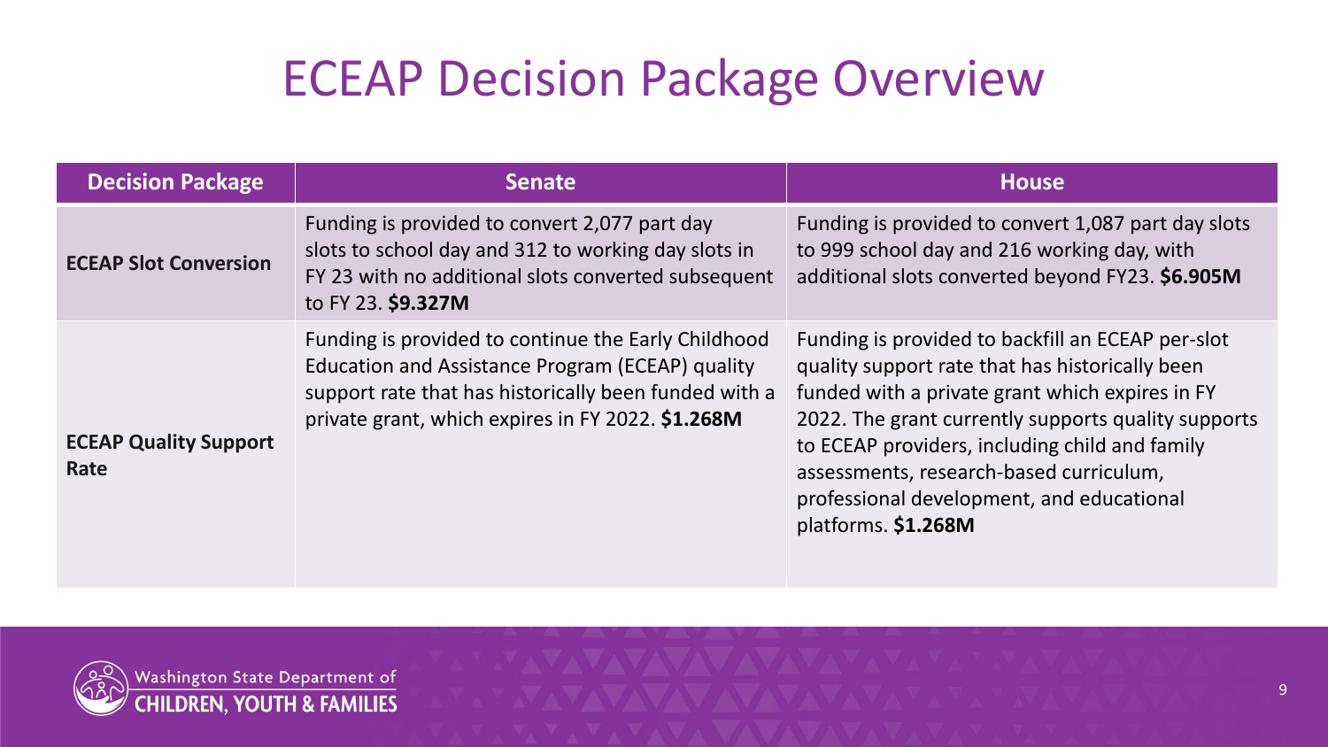# ECEAP Decision Package Overview

| Decision Package | Senate | House |
| --- | --- | --- |
| **ECEAP Slot Conversion** | Funding is provided to convert 2,077 part day slots to school day and 312 to working day slots in FY 23 with no additional slots converted subsequent to FY 23. **$9.327M** | Funding is provided to convert 1,087 part day slots to 999 school day and 216 working day, with additional slots converted beyond FY23. **$6.905M** |
| **ECEAP Quality Support Rate** | Funding is provided to continue the Early Childhood Education and Assistance Program (ECEAP) quality support rate that has historically been funded with a private grant, which expires in FY 2022. **$1.268M** | Funding is provided to backfill an ECEAP per-slot quality support rate that has historically been funded with a private grant which expires in FY 2022. The grant currently supports quality supports to ECEAP providers, including child and family assessments, research-based curriculum, professional development, and educational platforms. **$1.268M** |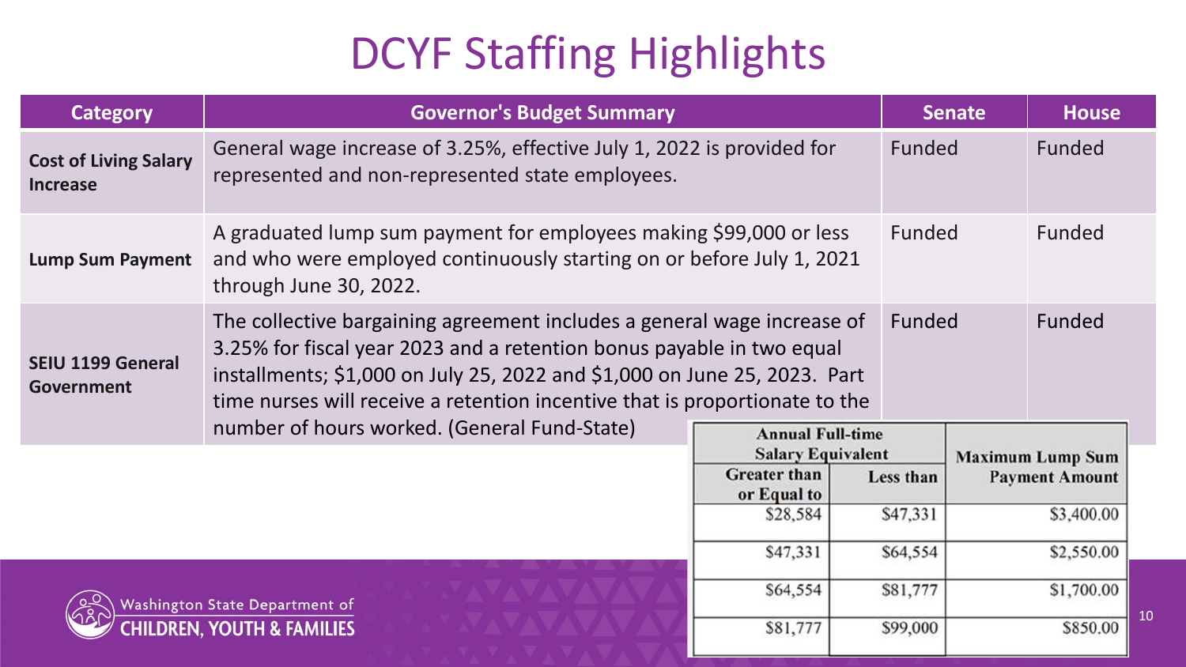# DCYF Staffing Highlights

| Category | Governor's Budget Summary | Senate | House |
|---|---|---|---|
| **Cost of Living Salary Increase** | General wage increase of 3.25%, effective July 1, 2022 is provided for represented and non-represented state employees. | Funded | Funded |
| **Lump Sum Payment** | A graduated lump sum payment for employees making $99,000 or less and who were employed continuously starting on or before July 1, 2021 through June 30, 2022. | Funded | Funded |
| **SEIU 1199 General Government** | The collective bargaining agreement includes a general wage increase of 3.25% for fiscal year 2023 and a retention bonus payable in two equal installments; $1,000 on July 25, 2022 and $1,000 on June 25, 2023. Part time nurses will receive a retention incentive that is proportionate to the number of hours worked. (General Fund-State) | Funded | Funded |

| Annual Full-time Salary Equivalent | | Maximum Lump Sum Payment Amount |
|---|---|---|
| Greater than or Equal to | Less than | |
| $28,584 | $47,331 | $3,400.00 |
| $47,331 | $64,554 | $2,550.00 |
| $64,554 | $81,777 | $1,700.00 |
| $81,777 | $99,000 | $850.00 |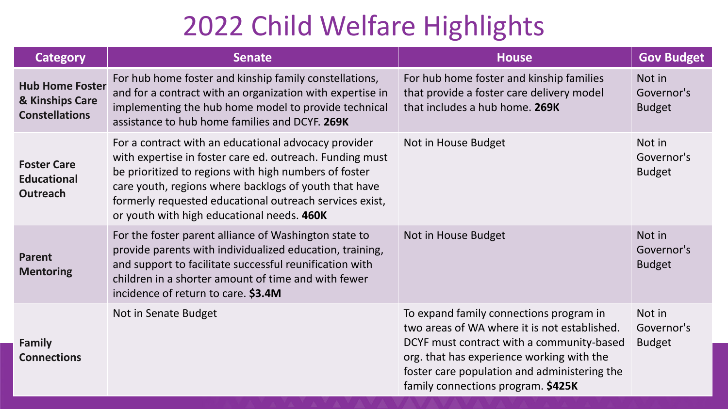# 2022 Child Welfare Highlights

| Category | Senate | House | Gov Budget |
| --- | --- | --- | --- |
| **Hub Home Foster & Kinships Care Constellations** | For hub home foster and kinship family constellations, and for a contract with an organization with expertise in implementing the hub home model to provide technical assistance to hub home families and DCYF. **269K** | For hub home foster and kinship families that provide a foster care delivery model that includes a hub home. **269K** | Not in Governor's Budget |
| **Foster Care Educational Outreach** | For a contract with an educational advocacy provider with expertise in foster care ed. outreach. Funding must be prioritized to regions with high numbers of foster care youth, regions where backlogs of youth that have formerly requested educational outreach services exist, or youth with high educational needs. **460K** | Not in House Budget | Not in Governor's Budget |
| **Parent Mentoring** | For the foster parent alliance of Washington state to provide parents with individualized education, training, and support to facilitate successful reunification with children in a shorter amount of time and with fewer incidence of return to care. **$3.4M** | Not in House Budget | Not in Governor's Budget |
| **Family Connections** | Not in Senate Budget | To expand family connections program in two areas of WA where it is not established. DCYF must contract with a community-based org. that has experience working with the foster care population and administering the family connections program. **$425K** | Not in Governor's Budget |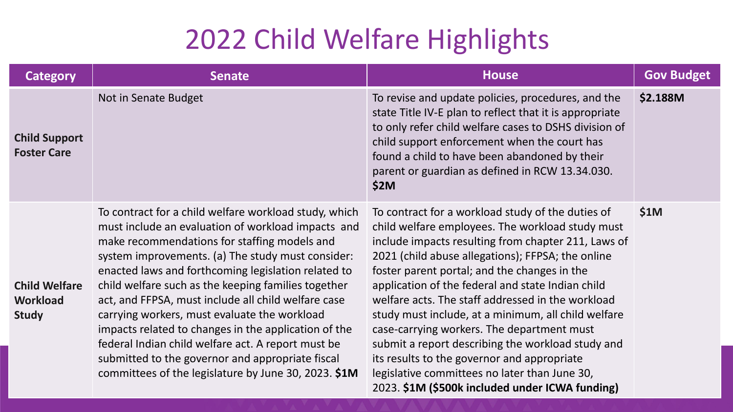# 2022 Child Welfare Highlights

| Category | Senate | House | Gov Budget |
|---|---|---|---|
| **Child Support Foster Care** | Not in Senate Budget | To revise and update policies, procedures, and the state Title IV-E plan to reflect that it is appropriate to only refer child welfare cases to DSHS division of child support enforcement when the court has found a child to have been abandoned by their parent or guardian as defined in RCW 13.34.030. **$2M** | **$2.188M** |
| **Child Welfare Workload Study** | To contract for a child welfare workload study, which must include an evaluation of workload impacts and make recommendations for staffing models and system improvements. (a) The study must consider: enacted laws and forthcoming legislation related to child welfare such as the keeping families together act, and FFPSA, must include all child welfare case carrying workers, must evaluate the workload impacts related to changes in the application of the federal Indian child welfare act. A report must be submitted to the governor and appropriate fiscal committees of the legislature by June 30, 2023. **$1M** | To contract for a workload study of the duties of child welfare employees. The workload study must include impacts resulting from chapter 211, Laws of 2021 (child abuse allegations); FFPSA; the online foster parent portal; and the changes in the application of the federal and state Indian child welfare acts. The staff addressed in the workload study must include, at a minimum, all child welfare case-carrying workers. The department must submit a report describing the workload study and its results to the governor and appropriate legislative committees no later than June 30, 2023. **$1M ($500k included under ICWA funding)** | **$1M** |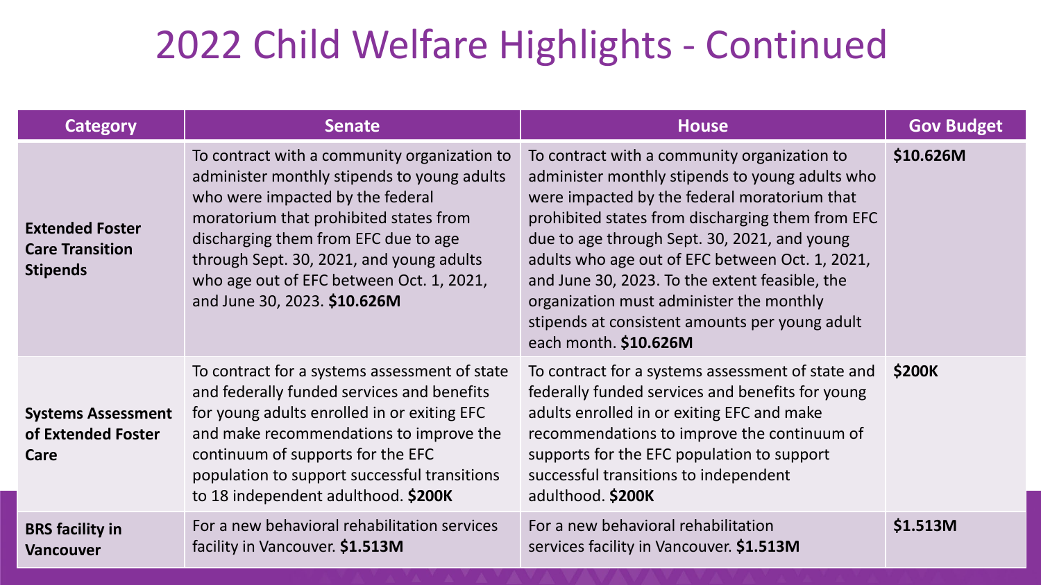# 2022 Child Welfare Highlights - Continued

| Category | Senate | House | Gov Budget |
|---|---|---|---|
| **Extended Foster Care Transition Stipends** | To contract with a community organization to administer monthly stipends to young adults who were impacted by the federal moratorium that prohibited states from discharging them from EFC due to age through Sept. 30, 2021, and young adults who age out of EFC between Oct. 1, 2021, and June 30, 2023. **$10.626M** | To contract with a community organization to administer monthly stipends to young adults who were impacted by the federal moratorium that prohibited states from discharging them from EFC due to age through Sept. 30, 2021, and young adults who age out of EFC between Oct. 1, 2021, and June 30, 2023. To the extent feasible, the organization must administer the monthly stipends at consistent amounts per young adult each month. **$10.626M** | **$10.626M** |
| **Systems Assessment of Extended Foster Care** | To contract for a systems assessment of state and federally funded services and benefits for young adults enrolled in or exiting EFC and make recommendations to improve the continuum of supports for the EFC population to support successful transitions to 18 independent adulthood. **$200K** | To contract for a systems assessment of state and federally funded services and benefits for young adults enrolled in or exiting EFC and make recommendations to improve the continuum of supports for the EFC population to support successful transitions to independent adulthood. **$200K** | **$200K** |
| **BRS facility in Vancouver** | For a new behavioral rehabilitation services facility in Vancouver. **$1.513M** | For a new behavioral rehabilitation services facility in Vancouver. **$1.513M** | **$1.513M** |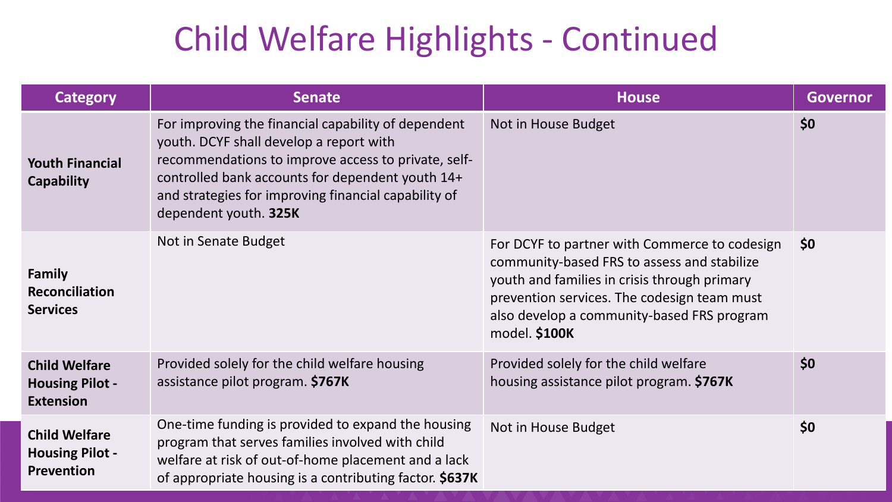# Child Welfare Highlights - Continued

| Category | Senate | House | Governor |
|---|---|---|---|
| **Youth Financial Capability** | For improving the financial capability of dependent youth. DCYF shall develop a report with recommendations to improve access to private, self-controlled bank accounts for dependent youth 14+ and strategies for improving financial capability of dependent youth. **325K** | Not in House Budget | **$0** |
| **Family Reconciliation Services** | Not in Senate Budget | For DCYF to partner with Commerce to codesign community-based FRS to assess and stabilize youth and families in crisis through primary prevention services. The codesign team must also develop a community-based FRS program model. **$100K** | **$0** |
| **Child Welfare Housing Pilot - Extension** | Provided solely for the child welfare housing assistance pilot program. **$767K** | Provided solely for the child welfare housing assistance pilot program. **$767K** | **$0** |
| **Child Welfare Housing Pilot - Prevention** | One-time funding is provided to expand the housing program that serves families involved with child welfare at risk of out-of-home placement and a lack of appropriate housing is a contributing factor. **$637K** | Not in House Budget | **$0** |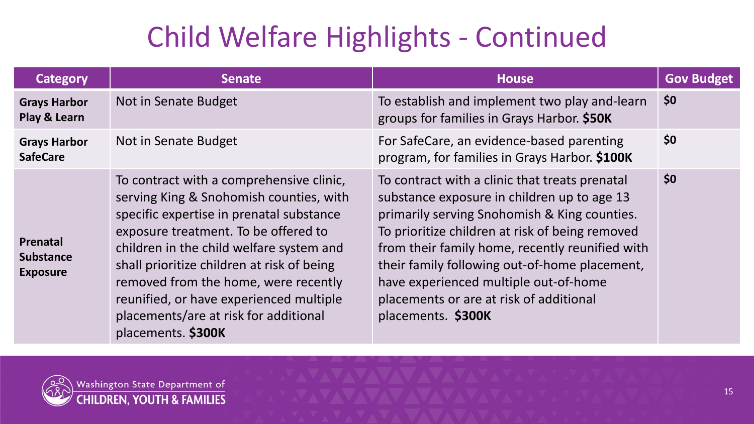# Child Welfare Highlights - Continued

| Category | Senate | House | Gov Budget |
|---|---|---|---|
| **Grays Harbor Play & Learn** | Not in Senate Budget | To establish and implement two play and-learn groups for families in Grays Harbor. **$50K** | **$0** |
| **Grays Harbor SafeCare** | Not in Senate Budget | For SafeCare, an evidence-based parenting program, for families in Grays Harbor. **$100K** | **$0** |
| **Prenatal Substance Exposure** | To contract with a comprehensive clinic, serving King & Snohomish counties, with specific expertise in prenatal substance exposure treatment. To be offered to children in the child welfare system and shall prioritize children at risk of being removed from the home, were recently reunified, or have experienced multiple placements/are at risk for additional placements. **$300K** | To contract with a clinic that treats prenatal substance exposure in children up to age 13 primarily serving Snohomish & King counties. To prioritize children at risk of being removed from their family home, recently reunified with their family following out-of-home placement, have experienced multiple out-of-home placements or are at risk of additional placements. **$300K** | **$0** |

Washington State Department of CHILDREN, YOUTH & FAMILIES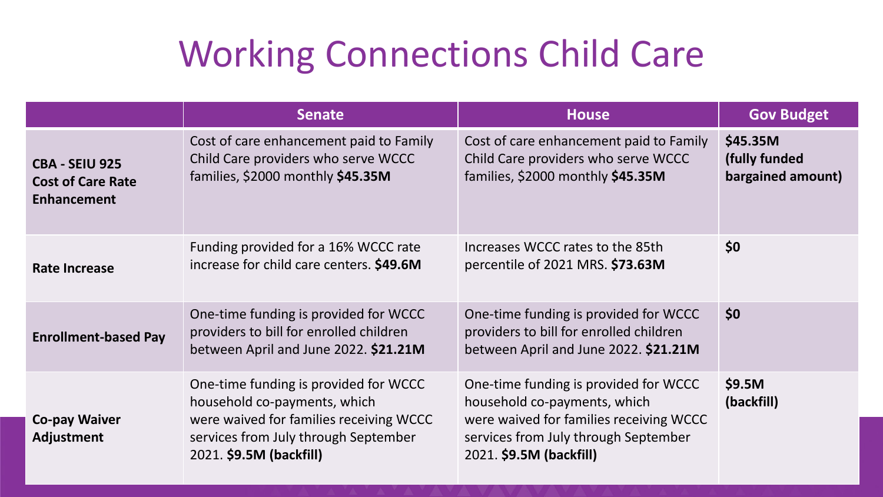# Working Connections Child Care

| | Senate | House | Gov Budget |
|---|---|---|---|
| **CBA - SEIU 925 Cost of Care Rate Enhancement** | Cost of care enhancement paid to Family Child Care providers who serve WCCC families, $2000 monthly **$45.35M** | Cost of care enhancement paid to Family Child Care providers who serve WCCC families, $2000 monthly **$45.35M** | **$45.35M (fully funded bargained amount)** |
| **Rate Increase** | Funding provided for a 16% WCCC rate increase for child care centers. **$49.6M** | Increases WCCC rates to the 85th percentile of 2021 MRS. **$73.63M** | **$0** |
| **Enrollment-based Pay** | One-time funding is provided for WCCC providers to bill for enrolled children between April and June 2022. **$21.21M** | One-time funding is provided for WCCC providers to bill for enrolled children between April and June 2022. **$21.21M** | **$0** |
| **Co-pay Waiver Adjustment** | One-time funding is provided for WCCC household co-payments, which were waived for families receiving WCCC services from July through September 2021. **$9.5M (backfill)** | One-time funding is provided for WCCC household co-payments, which were waived for families receiving WCCC services from July through September 2021. **$9.5M (backfill)** | **$9.5M (backfill)** |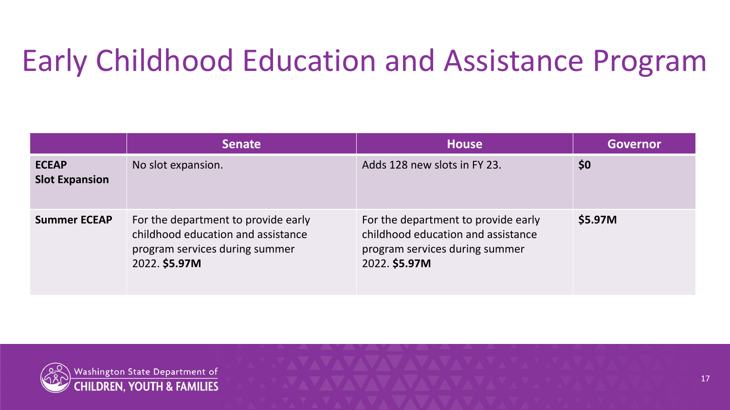# Early Childhood Education and Assistance Program

| | Senate | House | Governor |
|---|---|---|---|
| **ECEAP Slot Expansion** | No slot expansion. | Adds 128 new slots in FY 23. | **$0** |
| **Summer ECEAP** | For the department to provide early childhood education and assistance program services during summer 2022. **$5.97M** | For the department to provide early childhood education and assistance program services during summer 2022. **$5.97M** | **$5.97M** |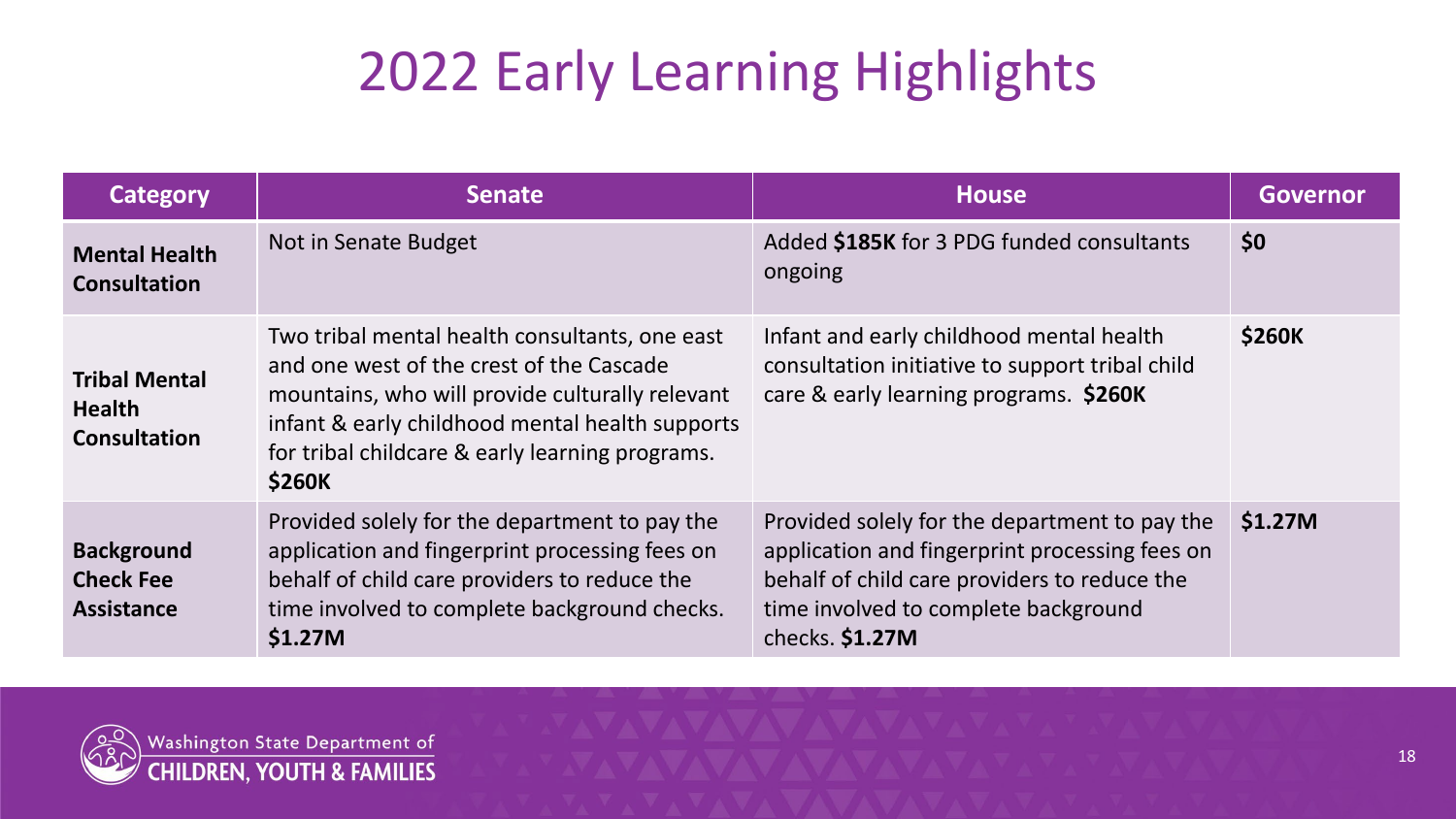# 2022 Early Learning Highlights

| Category | Senate | House | Governor |
| --- | --- | --- | --- |
| **Mental Health Consultation** | Not in Senate Budget | Added **$185K** for 3 PDG funded consultants ongoing | **$0** |
| **Tribal Mental Health Consultation** | Two tribal mental health consultants, one east and one west of the crest of the Cascade mountains, who will provide culturally relevant infant & early childhood mental health supports for tribal childcare & early learning programs. **$260K** | Infant and early childhood mental health consultation initiative to support tribal child care & early learning programs. **$260K** | **$260K** |
| **Background Check Fee Assistance** | Provided solely for the department to pay the application and fingerprint processing fees on behalf of child care providers to reduce the time involved to complete background checks. **$1.27M** | Provided solely for the department to pay the application and fingerprint processing fees on behalf of child care providers to reduce the time involved to complete background checks. **$1.27M** | **$1.27M** |

Washington State Department of CHILDREN, YOUTH & FAMILIES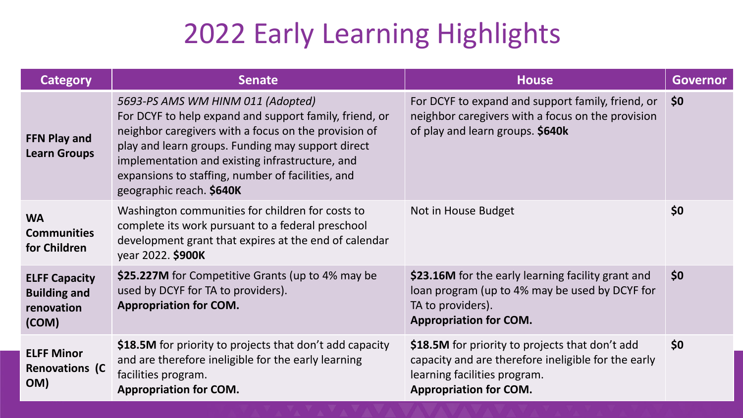# 2022 Early Learning Highlights

| Category | Senate | House | Governor |
|---|---|---|---|
| **FFN Play and Learn Groups** | *5693-PS AMS WM HINM 011 (Adopted)* For DCYF to help expand and support family, friend, or neighbor caregivers with a focus on the provision of play and learn groups. Funding may support direct implementation and existing infrastructure, and expansions to staffing, number of facilities, and geographic reach. **$640K** | For DCYF to expand and support family, friend, or neighbor caregivers with a focus on the provision of play and learn groups. **$640k** | **$0** |
| **WA Communities for Children** | Washington communities for children for costs to complete its work pursuant to a federal preschool development grant that expires at the end of calendar year 2022. **$900K** | Not in House Budget | **$0** |
| **ELFF Capacity Building and renovation (COM)** | **$25.227M** for Competitive Grants (up to 4% may be used by DCYF for TA to providers). **Appropriation for COM.** | **$23.16M** for the early learning facility grant and loan program (up to 4% may be used by DCYF for TA to providers). **Appropriation for COM.** | **$0** |
| **ELFF Minor Renovations (COM)** | **$18.5M** for priority to projects that don't add capacity and are therefore ineligible for the early learning facilities program. **Appropriation for COM.** | **$18.5M** for priority to projects that don't add capacity and are therefore ineligible for the early learning facilities program. **Appropriation for COM.** | **$0** |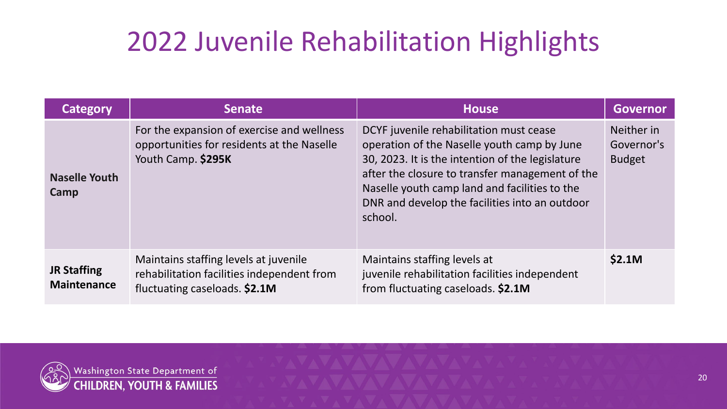# 2022 Juvenile Rehabilitation Highlights

| Category | Senate | House | Governor |
| --- | --- | --- | --- |
| **Naselle Youth Camp** | For the expansion of exercise and wellness opportunities for residents at the Naselle Youth Camp. **$295K** | DCYF juvenile rehabilitation must cease operation of the Naselle youth camp by June 30, 2023. It is the intention of the legislature after the closure to transfer management of the Naselle youth camp land and facilities to the DNR and develop the facilities into an outdoor school. | Neither in Governor's Budget |
| **JR Staffing Maintenance** | Maintains staffing levels at juvenile rehabilitation facilities independent from fluctuating caseloads. **$2.1M** | Maintains staffing levels at juvenile rehabilitation facilities independent from fluctuating caseloads. **$2.1M** | **$2.1M** |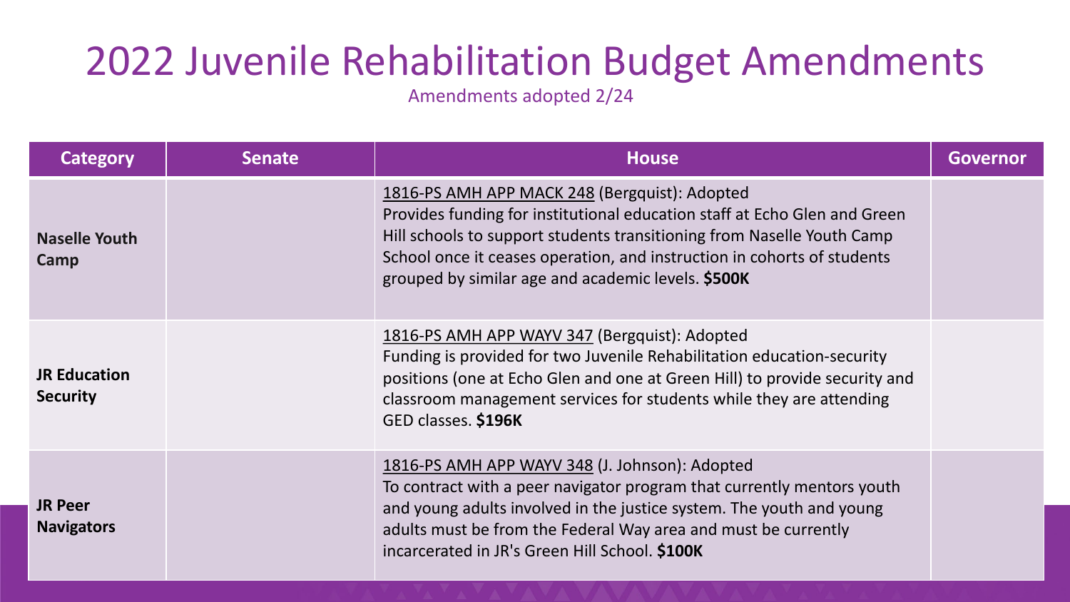# 2022 Juvenile Rehabilitation Budget Amendments

Amendments adopted 2/24

| Category | Senate | House | Governor |
|---|---|---|---|
| **Naselle Youth Camp** | | 1816-PS AMH APP MACK 248 (Bergquist): Adopted<br>Provides funding for institutional education staff at Echo Glen and Green Hill schools to support students transitioning from Naselle Youth Camp School once it ceases operation, and instruction in cohorts of students grouped by similar age and academic levels. **$500K** | |
| **JR Education Security** | | 1816-PS AMH APP WAYV 347 (Bergquist): Adopted<br>Funding is provided for two Juvenile Rehabilitation education-security positions (one at Echo Glen and one at Green Hill) to provide security and classroom management services for students while they are attending GED classes. **$196K** | |
| **JR Peer Navigators** | | 1816-PS AMH APP WAYV 348 (J. Johnson): Adopted<br>To contract with a peer navigator program that currently mentors youth and young adults involved in the justice system. The youth and young adults must be from the Federal Way area and must be currently incarcerated in JR's Green Hill School. **$100K** | |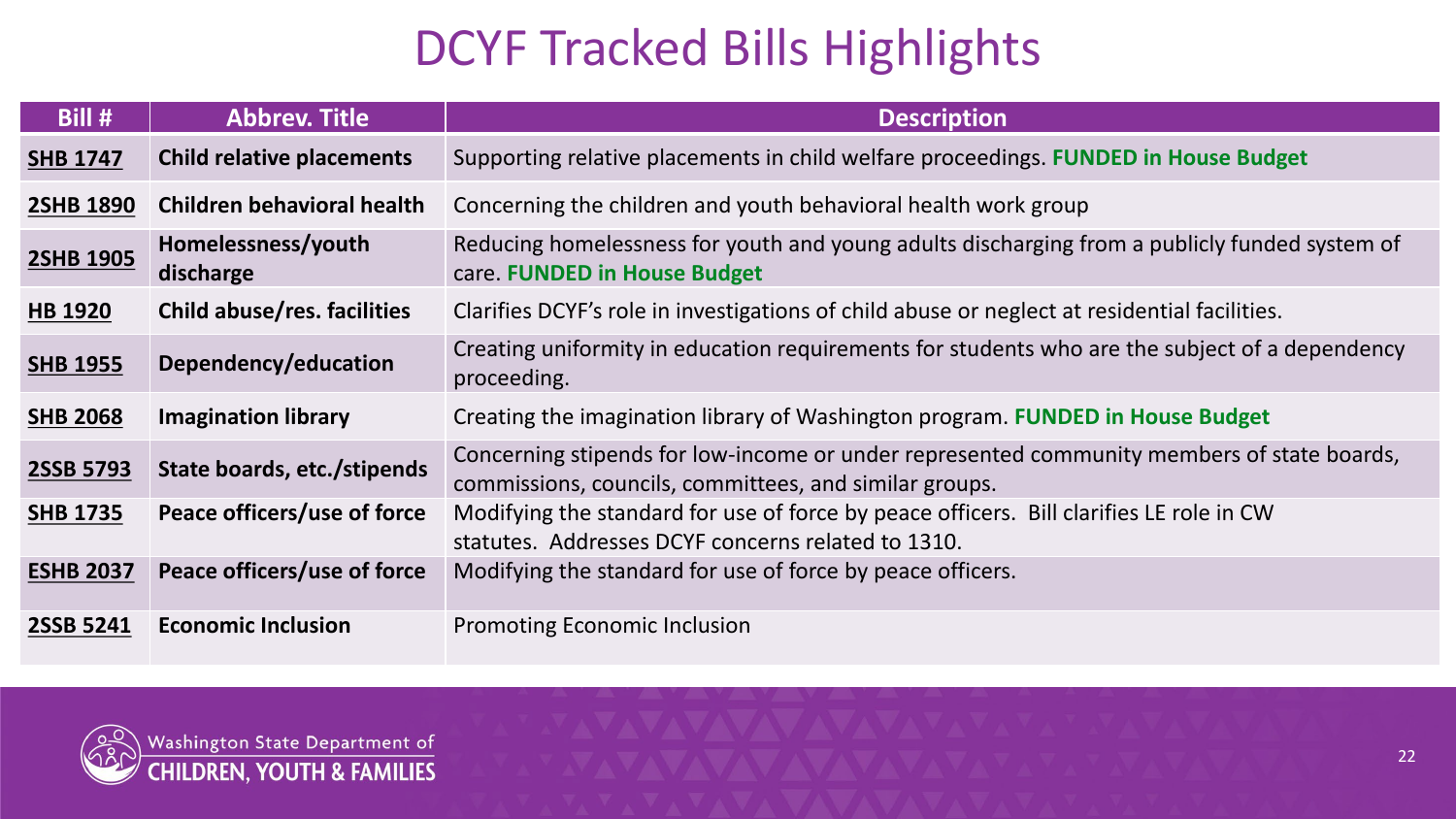# DCYF Tracked Bills Highlights

| Bill # | Abbrev. Title | Description |
|---|---|---|
| SHB 1747 | **Child relative placements** | Supporting relative placements in child welfare proceedings. **FUNDED in House Budget** |
| 2SHB 1890 | **Children behavioral health** | Concerning the children and youth behavioral health work group |
| 2SHB 1905 | **Homelessness/youth discharge** | Reducing homelessness for youth and young adults discharging from a publicly funded system of care. **FUNDED in House Budget** |
| HB 1920 | **Child abuse/res. facilities** | Clarifies DCYF's role in investigations of child abuse or neglect at residential facilities. |
| SHB 1955 | **Dependency/education** | Creating uniformity in education requirements for students who are the subject of a dependency proceeding. |
| SHB 2068 | **Imagination library** | Creating the imagination library of Washington program. **FUNDED in House Budget** |
| 2SSB 5793 | **State boards, etc./stipends** | Concerning stipends for low-income or under represented community members of state boards, commissions, councils, committees, and similar groups. |
| SHB 1735 | **Peace officers/use of force** | Modifying the standard for use of force by peace officers. Bill clarifies LE role in CW statutes. Addresses DCYF concerns related to 1310. |
| ESHB 2037 | **Peace officers/use of force** | Modifying the standard for use of force by peace officers. |
| 2SSB 5241 | **Economic Inclusion** | Promoting Economic Inclusion |

Washington State Department of CHILDREN, YOUTH & FAMILIES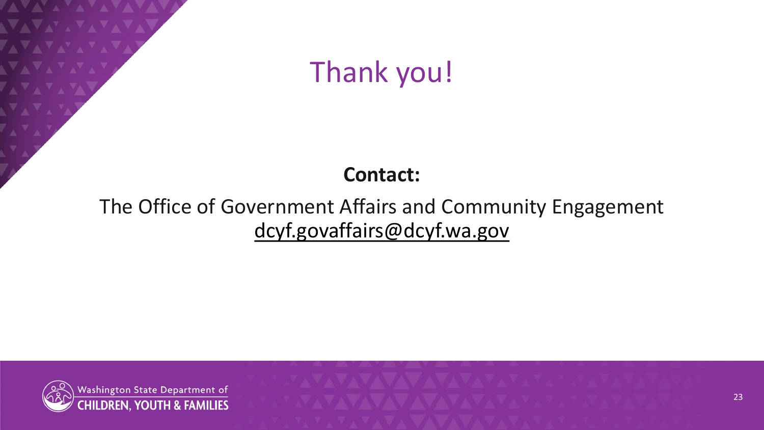# Thank you!

**Contact:**

The Office of Government Affairs and Community Engagement
dcyf.govaffairs@dcyf.wa.gov

Washington State Department of
CHILDREN, YOUTH & FAMILIES